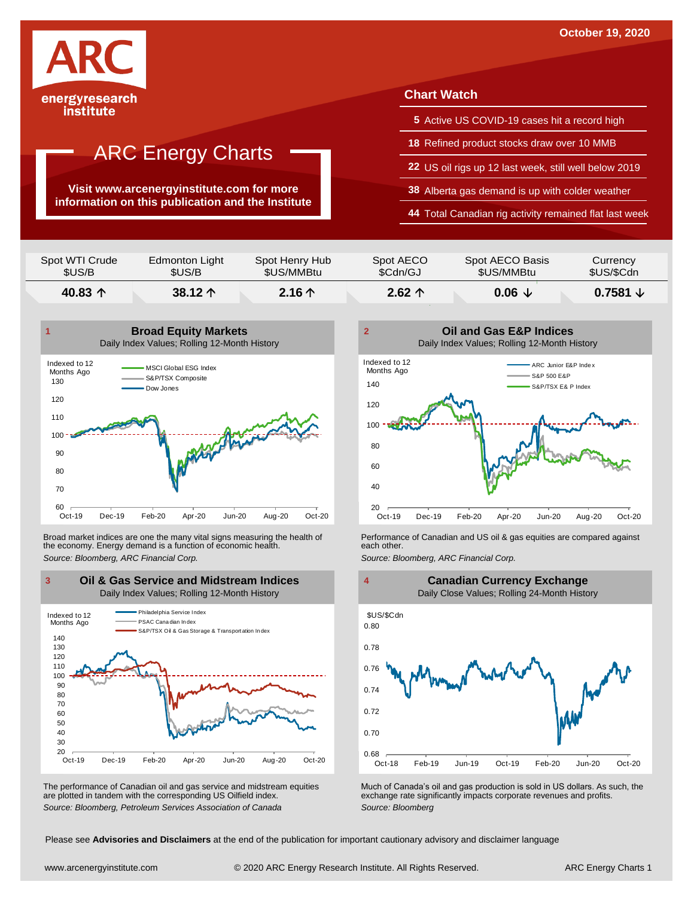October 19, 2020

ARC energyresearch institute

# ARC Energy Charts

**Visit www.arcenergyinstitute.com for more information on this publication and the Institute**

## Chart Watch

- **5** Active US COVID-19 cases hit a record high
- **18** Refined product stocks draw over 10 MMB
- **22** US oil rigs up 12 last week, still well below 2019
- **38** Alberta gas demand is up with colder weather
- **44** Total Canadian rig activity remained flat last week

| Spot WTI Crude $US/B | Edmonton Light $US/B | Spot Henry Hub $US/MMBtu | Spot AECO $Cdn/GJ | Spot AECO Basis $US/MMBtu | Currency $US/$Cdn |
|---|---|---|---|---|---|
| **40.83 ↑** | **38.12 ↑** | **2.16 ↑** | **2.62 ↑** | **0.06 ↓** | **0.7581 ↓** |

### 1 Broad Equity Markets
Daily Index Values; Rolling 12-Month History

Broad market indices are one the many vital signs measuring the health of the economy. Energy demand is a function of economic health.

*Source: Bloomberg, ARC Financial Corp.*

### 2 Oil and Gas E&P Indices
Daily Index Values; Rolling 12-Month History

Performance of Canadian and US oil & gas equities are compared against each other.

*Source: Bloomberg, ARC Financial Corp.*

### 3 Oil & Gas Service and Midstream Indices
Daily Index Values; Rolling 12-Month History

The performance of Canadian oil and gas service and midstream equities are plotted in tandem with the corresponding US Oilfield index.

*Source: Bloomberg, Petroleum Services Association of Canada*

### 4 Canadian Currency Exchange
Daily Close Values; Rolling 24-Month History

Much of Canada's oil and gas production is sold in US dollars. As such, the exchange rate significantly impacts corporate revenues and profits.

*Source: Bloomberg*

Please see **Advisories and Disclaimers** at the end of the publication for important cautionary advisory and disclaimer language

www.arcenergyinstitute.com © 2020 ARC Energy Research Institute. All Rights Reserved.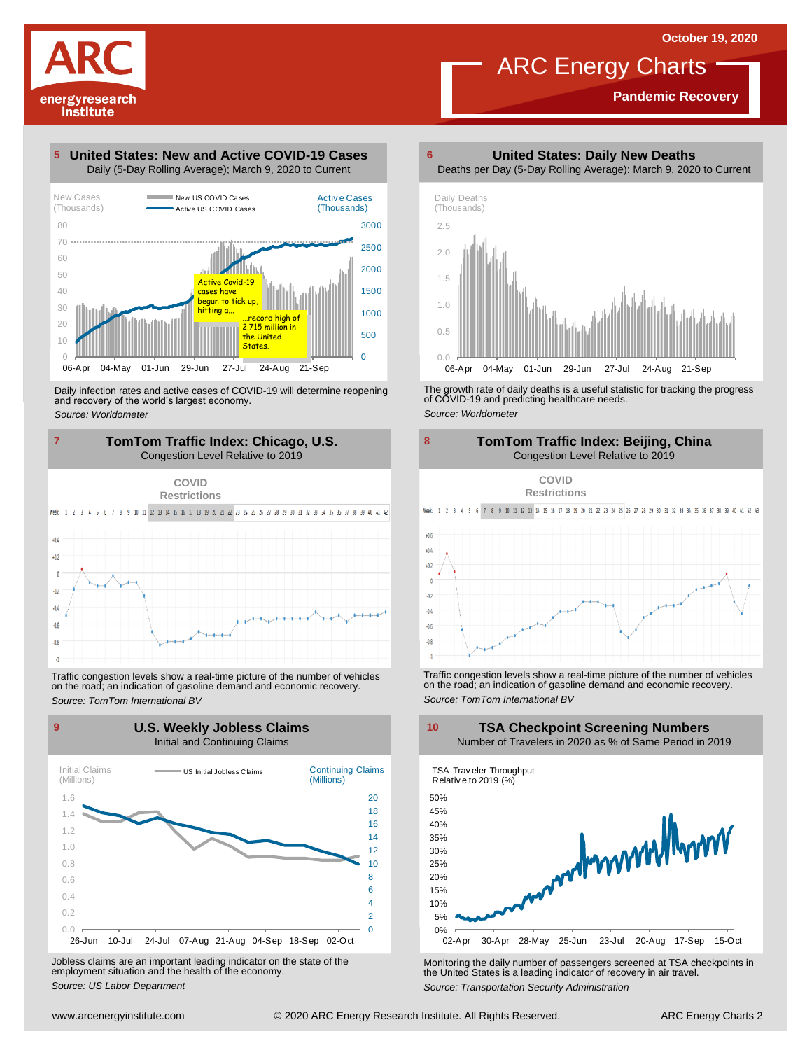ARC energyresearch institute

October 19, 2020

# ARC Energy Charts

**Pandemic Recovery**

## 5 United States: New and Active COVID-19 Cases

Daily (5-Day Rolling Average); March 9, 2020 to Current

New Cases (Thousands) — New US COVID Cases — Active US COVID Cases — Active Cases (Thousands)

Active Covid-19 cases have begun to tick up, hitting a... ...record high of 2.715 million in the United States.

Daily infection rates and active cases of COVID-19 will determine reopening and recovery of the world's largest economy.

*Source: Worldometer*

## 6 United States: Daily New Deaths

Deaths per Day (5-Day Rolling Average): March 9, 2020 to Current

Daily Deaths (Thousands)

The growth rate of daily deaths is a useful statistic for tracking the progress of COVID-19 and predicting healthcare needs.

*Source: Worldometer*

## 7 TomTom Traffic Index: Chicago, U.S.

Congestion Level Relative to 2019

COVID Restrictions

Traffic congestion levels show a real-time picture of the number of vehicles on the road; an indication of gasoline demand and economic recovery.

*Source: TomTom International BV*

## 8 TomTom Traffic Index: Beijing, China

Congestion Level Relative to 2019

COVID Restrictions

Traffic congestion levels show a real-time picture of the number of vehicles on the road; an indication of gasoline demand and economic recovery.

*Source: TomTom International BV*

## 9 U.S. Weekly Jobless Claims

Initial and Continuing Claims

Initial Claims (Millions) — US Initial Jobless Claims — Continuing Claims (Millions)

Jobless claims are an important leading indicator on the state of the employment situation and the health of the economy.

*Source: US Labor Department*

## 10 TSA Checkpoint Screening Numbers

Number of Travelers in 2020 as % of Same Period in 2019

TSA Traveler Throughput Relative to 2019 (%)

Monitoring the daily number of passengers screened at TSA checkpoints in the United States is a leading indicator of recovery in air travel.

*Source: Transportation Security Administration*

www.arcenergyinstitute.com © 2020 ARC Energy Research Institute. All Rights Reserved.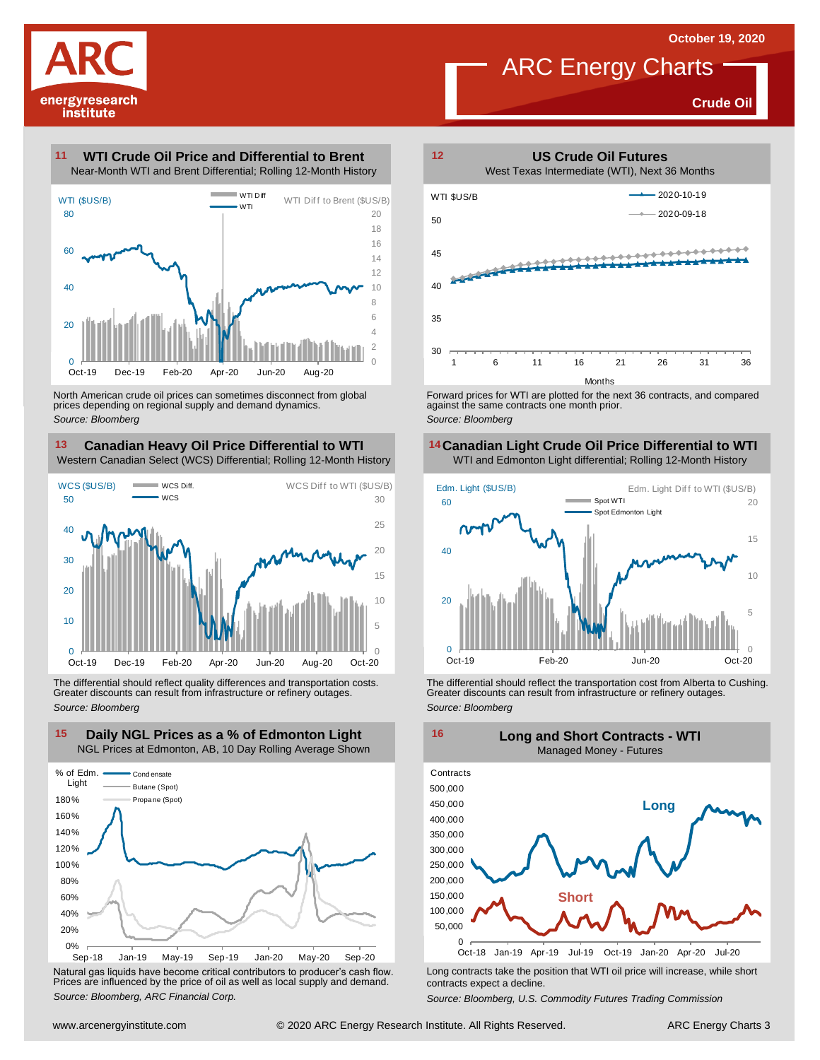October 19, 2020

# ARC Energy Charts

**Crude Oil**

## 11 WTI Crude Oil Price and Differential to Brent

Near-Month WTI and Brent Differential; Rolling 12-Month History

North American crude oil prices can sometimes disconnect from global prices depending on regional supply and demand dynamics.

*Source: Bloomberg*

## 12 US Crude Oil Futures

West Texas Intermediate (WTI), Next 36 Months

Forward prices for WTI are plotted for the next 36 contracts, and compared against the same contracts one month prior.

*Source: Bloomberg*

## 13 Canadian Heavy Oil Price Differential to WTI

Western Canadian Select (WCS) Differential; Rolling 12-Month History

The differential should reflect quality differences and transportation costs. Greater discounts can result from infrastructure or refinery outages.

*Source: Bloomberg*

## 14 Canadian Light Crude Oil Price Differential to WTI

WTI and Edmonton Light differential; Rolling 12-Month History

The differential should reflect the transportation cost from Alberta to Cushing. Greater discounts can result from infrastructure or refinery outages.

*Source: Bloomberg*

## 15 Daily NGL Prices as a % of Edmonton Light

NGL Prices at Edmonton, AB, 10 Day Rolling Average Shown

Natural gas liquids have become critical contributors to producer's cash flow. Prices are influenced by the price of oil as well as local supply and demand.

*Source: Bloomberg, ARC Financial Corp.*

## 16 Long and Short Contracts - WTI

Managed Money - Futures

Long contracts take the position that WTI oil price will increase, while short contracts expect a decline.

*Source: Bloomberg, U.S. Commodity Futures Trading Commission*

www.arcenergyinstitute.com © 2020 ARC Energy Research Institute. All Rights Reserved.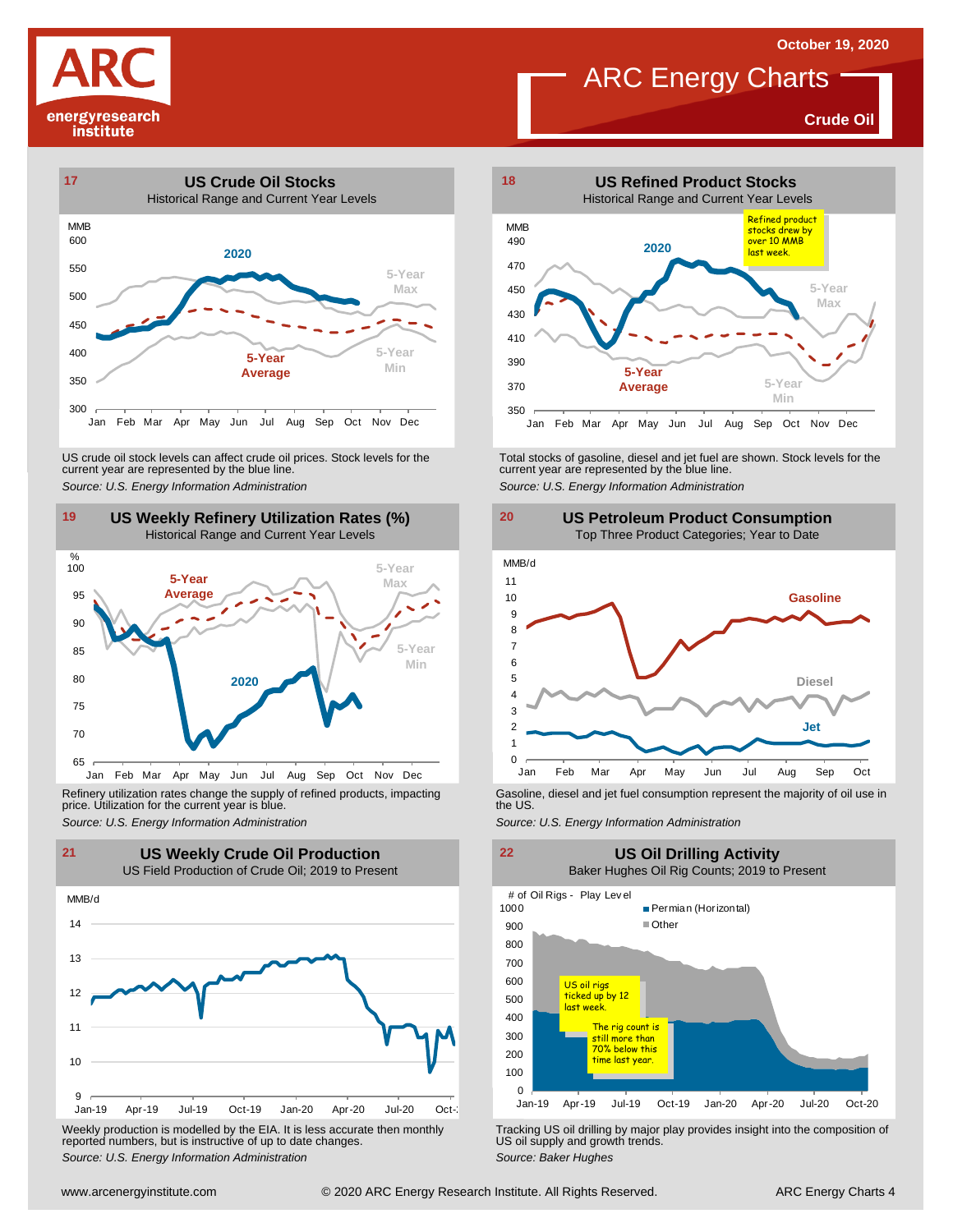October 19, 2020

# ARC Energy Charts

**Crude Oil**

## 17 US Crude Oil Stocks

Historical Range and Current Year Levels

US crude oil stock levels can affect crude oil prices. Stock levels for the current year are represented by the blue line.

*Source: U.S. Energy Information Administration*

## 18 US Refined Product Stocks

Historical Range and Current Year Levels

Refined product stocks drew by over 10 MMB last week.

Total stocks of gasoline, diesel and jet fuel are shown. Stock levels for the current year are represented by the blue line.

*Source: U.S. Energy Information Administration*

## 19 US Weekly Refinery Utilization Rates (%)

Historical Range and Current Year Levels

Refinery utilization rates change the supply of refined products, impacting price. Utilization for the current year is blue.

*Source: U.S. Energy Information Administration*

## 20 US Petroleum Product Consumption

Top Three Product Categories; Year to Date

Gasoline, diesel and jet fuel consumption represent the majority of oil use in the US.

*Source: U.S. Energy Information Administration*

## 21 US Weekly Crude Oil Production

US Field Production of Crude Oil; 2019 to Present

Weekly production is modelled by the EIA. It is less accurate then monthly reported numbers, but is instructive of up to date changes.

*Source: U.S. Energy Information Administration*

## 22 US Oil Drilling Activity

Baker Hughes Oil Rig Counts; 2019 to Present

US oil rigs ticked up by 12 last week.

The rig count is still more than 70% below this time last year.

Tracking US oil drilling by major play provides insight into the composition of US oil supply and growth trends.

*Source: Baker Hughes*

www.arcenergyinstitute.com © 2020 ARC Energy Research Institute. All Rights Reserved.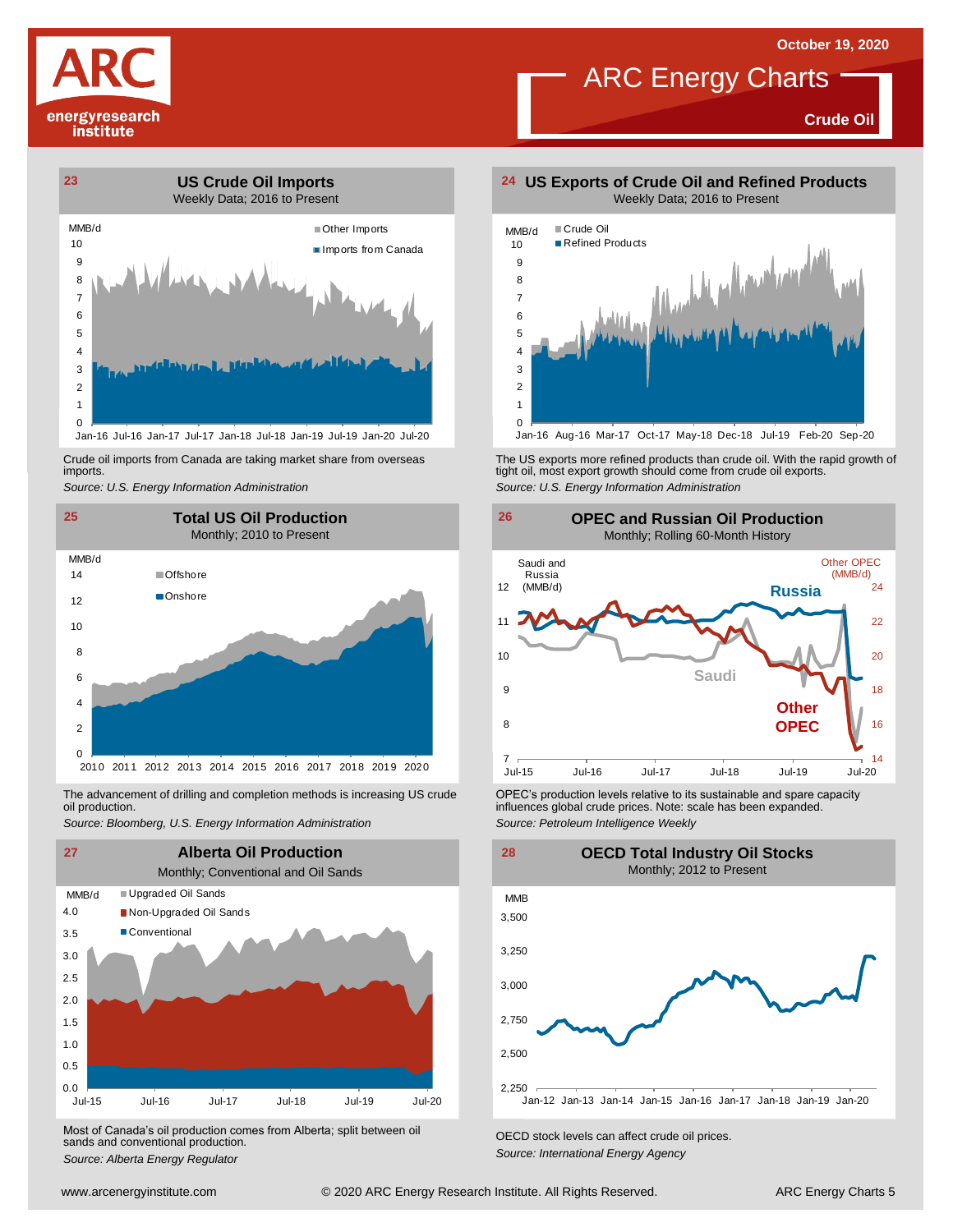October 19, 2020

# ARC Energy Charts

**Crude Oil**

## 23 US Crude Oil Imports

Weekly Data; 2016 to Present

Crude oil imports from Canada are taking market share from overseas imports.

*Source: U.S. Energy Information Administration*

## 24 US Exports of Crude Oil and Refined Products

Weekly Data; 2016 to Present

The US exports more refined products than crude oil. With the rapid growth of tight oil, most export growth should come from crude oil exports.

*Source: U.S. Energy Information Administration*

## 25 Total US Oil Production

Monthly; 2010 to Present

The advancement of drilling and completion methods is increasing US crude oil production.

*Source: Bloomberg, U.S. Energy Information Administration*

## 26 OPEC and Russian Oil Production

Monthly; Rolling 60-Month History

OPEC's production levels relative to its sustainable and spare capacity influences global crude prices. Note: scale has been expanded.

*Source: Petroleum Intelligence Weekly*

## 27 Alberta Oil Production

Monthly; Conventional and Oil Sands

Most of Canada's oil production comes from Alberta; split between oil sands and conventional production.

*Source: Alberta Energy Regulator*

## 28 OECD Total Industry Oil Stocks

Monthly; 2012 to Present

OECD stock levels can affect crude oil prices.

*Source: International Energy Agency*

www.arcenergyinstitute.com © 2020 ARC Energy Research Institute. All Rights Reserved.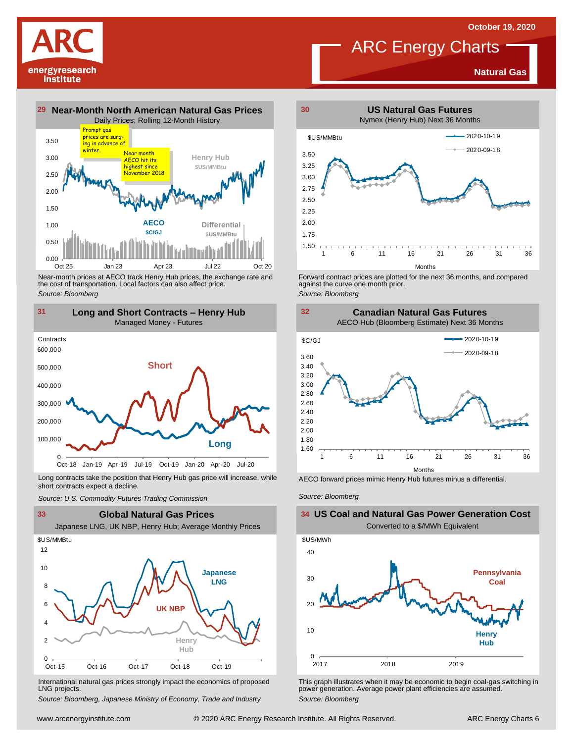October 19, 2020

# ARC Energy Charts

**Natural Gas**

## 29 Near-Month North American Natural Gas Prices

Daily Prices; Rolling 12-Month History

Prompt gas prices are surging in advance of winter.

Near month AECO hit its highest since November 2018

Henry Hub $US/MMBtu

AECO $C/GJ

Differential $US/MMBtu

3.50, 3.00, 2.50, 2.00, 1.50, 1.00, 0.50, 0.00

Oct 25, Jan 23, Apr 23, Jul 22, Oct 20

Near-month prices at AECO track Henry Hub prices, the exchange rate and the cost of transportation. Local factors can also affect price.

*Source: Bloomberg*

## 30 US Natural Gas Futures

Nymex (Henry Hub) Next 36 Months

$US/MMBtu

2020-10-19

2020-09-18

3.50, 3.25, 3.00, 2.75, 2.50, 2.25, 2.00, 1.75, 1.50

1, 6, 11, 16, 21, 26, 31, 36

Months

Forward contract prices are plotted for the next 36 months, and compared against the curve one month prior.

*Source: Bloomberg*

## 31 Long and Short Contracts – Henry Hub

Managed Money - Futures

Contracts

Short

Long

600,000, 500,000, 400,000, 300,000, 200,000, 100,000, 0

Oct-18, Jan-19, Apr-19, Jul-19, Oct-19, Jan-20, Apr-20, Jul-20

Long contracts take the position that Henry Hub gas price will increase, while short contracts expect a decline.

*Source: U.S. Commodity Futures Trading Commission*

## 32 Canadian Natural Gas Futures

AECO Hub (Bloomberg Estimate) Next 36 Months

$C/GJ

2020-10-19

2020-09-18

3.60, 3.40, 3.20, 3.00, 2.80, 2.60, 2.40, 2.20, 2.00, 1.80, 1.60

1, 6, 11, 16, 21, 26, 31, 36

Months

AECO forward prices mimic Henry Hub futures minus a differential.

*Source: Bloomberg*

## 33 Global Natural Gas Prices

Japanese LNG, UK NBP, Henry Hub; Average Monthly Prices

$US/MMBtu

Japanese LNG

UK NBP

Henry Hub

12, 10, 8, 6, 4, 2, 0

Oct-15, Oct-16, Oct-17, Oct-18, Oct-19

International natural gas prices strongly impact the economics of proposed LNG projects.

*Source: Bloomberg, Japanese Ministry of Economy, Trade and Industry*

## 34 US Coal and Natural Gas Power Generation Cost

Converted to a $/MWh Equivalent

$US/MWh

Pennsylvania Coal

Henry Hub

40, 30, 20, 10, 0

2017, 2018, 2019

This graph illustrates when it may be economic to begin coal-gas switching in power generation. Average power plant efficiencies are assumed.

*Source: Bloomberg*

www.arcenergyinstitute.com © 2020 ARC Energy Research Institute. All Rights Reserved.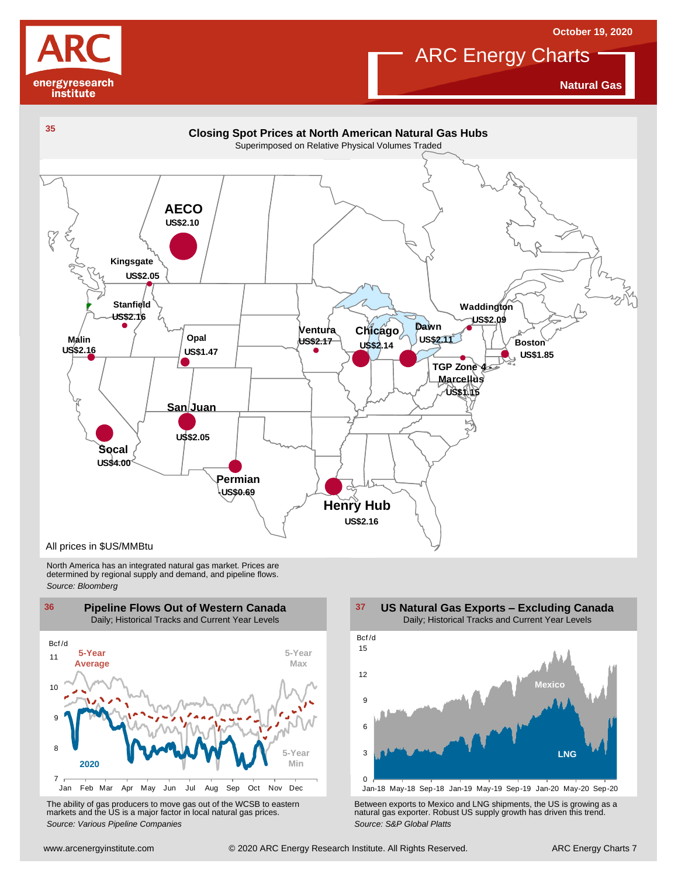# ARC Energy Charts

October 19, 2020

## Natural Gas

### 35 Closing Spot Prices at North American Natural Gas Hubs

Superimposed on Relative Physical Volumes Traded

| Hub | Price |
|---|---|
| AECO | US$2.10 |
| Kingsgate | US$2.05 |
| Stanfield | US$2.16 |
| Malin | US$2.16 |
| Opal | US$1.47 |
| San Juan | US$2.05 |
| Socal | US$4.00 |
| Permian | -US$0.69 |
| Henry Hub | US$2.16 |
| Ventura | US$2.17 |
| Chicago | US$2.14 |
| Dawn | US$2.11 |
| Waddington | US$2.09 |
| Boston | US$1.85 |
| TGP Zone 4 - Marcellus | US$1.15 |

All prices in $US/MMBtu

North America has an integrated natural gas market. Prices are determined by regional supply and demand, and pipeline flows.

*Source: Bloomberg*

### 36 Pipeline Flows Out of Western Canada

Daily; Historical Tracks and Current Year Levels

Bcf/d; series: 5-Year Average, 5-Year Max, 5-Year Min, 2020

The ability of gas producers to move gas out of the WCSB to eastern markets and the US is a major factor in local natural gas prices.

*Source: Various Pipeline Companies*

### 37 US Natural Gas Exports – Excluding Canada

Daily; Historical Tracks and Current Year Levels

Bcf/d; series: Mexico, LNG

Between exports to Mexico and LNG shipments, the US is growing as a natural gas exporter. Robust US supply growth has driven this trend.

*Source: S&P Global Platts*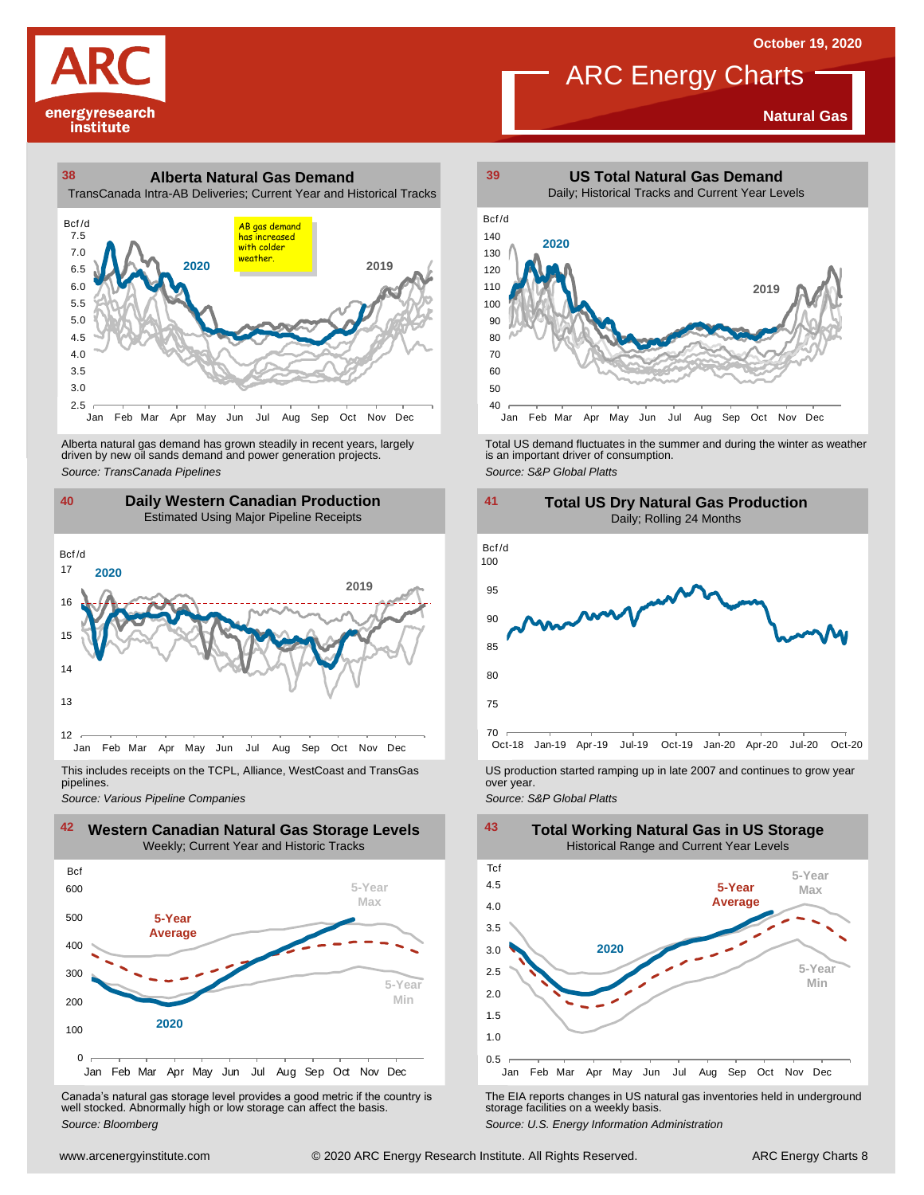October 19, 2020

# ARC Energy Charts

**Natural Gas**

## 38 Alberta Natural Gas Demand

TransCanada Intra-AB Deliveries; Current Year and Historical Tracks

Bcf/d

AB gas demand has increased with colder weather.

2020

2019

Alberta natural gas demand has grown steadily in recent years, largely driven by new oil sands demand and power generation projects.

*Source: TransCanada Pipelines*

## 39 US Total Natural Gas Demand

Daily; Historical Tracks and Current Year Levels

Bcf/d

2020

2019

Total US demand fluctuates in the summer and during the winter as weather is an important driver of consumption.

*Source: S&P Global Platts*

## 40 Daily Western Canadian Production

Estimated Using Major Pipeline Receipts

Bcf/d

2020

2019

This includes receipts on the TCPL, Alliance, WestCoast and TransGas pipelines.

*Source: Various Pipeline Companies*

## 41 Total US Dry Natural Gas Production

Daily; Rolling 24 Months

Bcf/d

US production started ramping up in late 2007 and continues to grow year over year.

*Source: S&P Global Platts*

## 42 Western Canadian Natural Gas Storage Levels

Weekly; Current Year and Historic Tracks

Bcf

5-Year Max

5-Year Average

5-Year Min

2020

Canada's natural gas storage level provides a good metric if the country is well stocked. Abnormally high or low storage can affect the basis.

*Source: Bloomberg*

## 43 Total Working Natural Gas in US Storage

Historical Range and Current Year Levels

Tcf

5-Year Max

5-Year Average

5-Year Min

2020

The EIA reports changes in US natural gas inventories held in underground storage facilities on a weekly basis.

*Source: U.S. Energy Information Administration*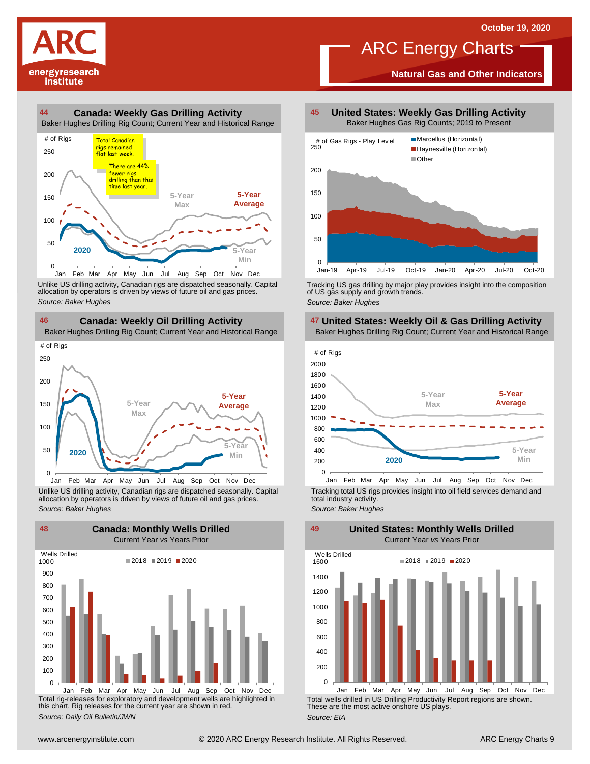# ARC Energy Charts

October 19, 2020

## Natural Gas and Other Indicators

### 44 Canada: Weekly Gas Drilling Activity

Baker Hughes Drilling Rig Count; Current Year and Historical Range

Total Canadian rigs remained flat last week.

There are 44% fewer rigs drilling than this time last year.

Unlike US drilling activity, Canadian rigs are dispatched seasonally. Capital allocation by operators is driven by views of future oil and gas prices.

*Source: Baker Hughes*

### 45 United States: Weekly Gas Drilling Activity

Baker Hughes Gas Rig Counts; 2019 to Present

Tracking US gas drilling by major play provides insight into the composition of US gas supply and growth trends.

*Source: Baker Hughes*

### 46 Canada: Weekly Oil Drilling Activity

Baker Hughes Drilling Rig Count; Current Year and Historical Range

Unlike US drilling activity, Canadian rigs are dispatched seasonally. Capital allocation by operators is driven by views of future oil and gas prices.

*Source: Baker Hughes*

### 47 United States: Weekly Oil & Gas Drilling Activity

Baker Hughes Drilling Rig Count; Current Year and Historical Range

Tracking total US rigs provides insight into oil field services demand and total industry activity.

*Source: Baker Hughes*

### 48 Canada: Monthly Wells Drilled

Current Year *vs* Years Prior

Total rig-releases for exploratory and development wells are highlighted in this chart. Rig releases for the current year are shown in red.

*Source: Daily Oil Bulletin/JWN*

### 49 United States: Monthly Wells Drilled

Current Year *vs* Years Prior

Total wells drilled in US Drilling Productivity Report regions are shown. These are the most active onshore US plays.

*Source: EIA*

www.arcenergyinstitute.com © 2020 ARC Energy Research Institute. All Rights Reserved.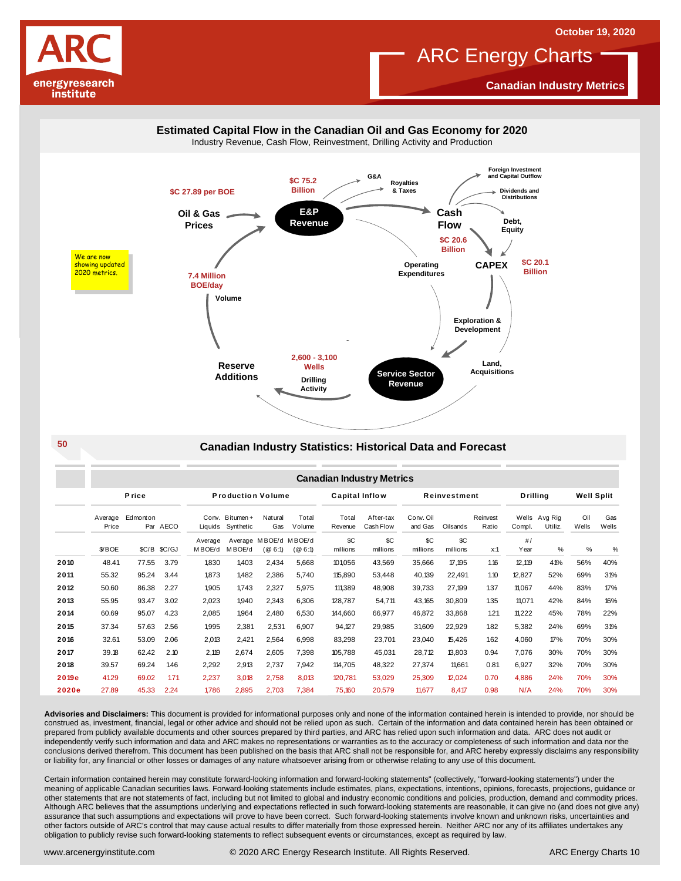# ARC Energy Charts

October 19, 2020

**Canadian Industry Metrics**

## Estimated Capital Flow in the Canadian Oil and Gas Economy for 2020

Industry Revenue, Cash Flow, Reinvestment, Drilling Activity and Production

$C 27.89 per BOE

Oil & Gas Prices

$C 75.2 Billion

E&P Revenue

G&A

Royalties & Taxes

Foreign Investment and Capital Outflow

Dividends and Distributions

Cash Flow

Debt, Equity

$C 20.6 Billion

CAPEX

$C 20.1 Billion

Operating Expenditures

Exploration & Development

Land, Acquisitions

Service Sector Revenue

2,600 - 3,100 Wells

Drilling Activity

Reserve Additions

Volume

7.4 Million BOE/day

We are now showing updated 2020 metrics.

50

## Canadian Industry Statistics: Historical Data and Forecast

| | Canadian Industry Metrics | | | | | | | | | | | | | | | | |
|---|---|---|---|---|---|---|---|---|---|---|---|---|---|---|---|---|---|
| | **Price** | | | **Production Volume** | | | | **Capital Inflow** | | **Reinvestment** | | | **Drilling** | | **Well Split** | |
| | Average Price | Edmonton Par | AECO | Conv. Liquids | Bitumen + Synthetic | Natural Gas | Total Volume | Total Revenue | After-tax Cash Flow | Conv. Oil and Gas | Oilsands | Reinvest Ratio | Wells Compl. | Avg Rig Utiliz. | Oil Wells | Gas Wells |
| | $/BOE | $C/B | $C/GJ | Average MBOE/d | Average MBOE/d | MBOE/d (@ 6:1) | MBOE/d (@ 6:1) | $C millions | $C millions | $C millions | $C millions | x:1 | # / Year | % | % | % |
| **2010** | 48.41 | 77.55 | 3.79 | 1,830 | 1,403 | 2,434 | 5,668 | 101,056 | 43,569 | 35,666 | 17,195 | 1.16 | 12,119 | 41% | 56% | 40% |
| **2011** | 55.32 | 95.24 | 3.44 | 1,873 | 1,482 | 2,386 | 5,740 | 115,890 | 53,448 | 40,139 | 22,491 | 1.10 | 12,827 | 52% | 69% | 31% |
| **2012** | 50.60 | 86.38 | 2.27 | 1,905 | 1,743 | 2,327 | 5,975 | 111,389 | 48,908 | 39,733 | 27,199 | 1.37 | 11,067 | 44% | 83% | 17% |
| **2013** | 55.95 | 93.47 | 3.02 | 2,023 | 1,940 | 2,343 | 6,306 | 128,787 | 54,711 | 43,165 | 30,809 | 1.35 | 11,071 | 42% | 84% | 16% |
| **2014** | 60.69 | 95.07 | 4.23 | 2,085 | 1,964 | 2,480 | 6,530 | 144,660 | 66,977 | 46,872 | 33,868 | 1.21 | 11,222 | 45% | 78% | 22% |
| **2015** | 37.34 | 57.63 | 2.56 | 1,995 | 2,381 | 2,531 | 6,907 | 94,127 | 29,985 | 31,609 | 22,929 | 1.82 | 5,382 | 24% | 69% | 31% |
| **2016** | 32.61 | 53.09 | 2.06 | 2,013 | 2,421 | 2,564 | 6,998 | 83,298 | 23,701 | 23,040 | 15,426 | 1.62 | 4,060 | 17% | 70% | 30% |
| **2017** | 39.18 | 62.42 | 2.10 | 2,119 | 2,674 | 2,605 | 7,398 | 105,788 | 45,031 | 28,712 | 13,803 | 0.94 | 7,076 | 30% | 70% | 30% |
| **2018** | 39.57 | 69.24 | 1.46 | 2,292 | 2,913 | 2,737 | 7,942 | 114,705 | 48,322 | 27,374 | 11,661 | 0.81 | 6,927 | 32% | 70% | 30% |
| **2019e** | 41.29 | 69.02 | 1.71 | 2,237 | 3,018 | 2,758 | 8,013 | 120,781 | 53,029 | 25,309 | 12,024 | 0.70 | 4,886 | 24% | 70% | 30% |
| **2020e** | 27.89 | 45.33 | 2.24 | 1,786 | 2,895 | 2,703 | 7,384 | 75,160 | 20,579 | 11,677 | 8,417 | 0.98 | N/A | 24% | 70% | 30% |

**Advisories and Disclaimers:** This document is provided for informational purposes only and none of the information contained herein is intended to provide, nor should be construed as, investment, financial, legal or other advice and should not be relied upon as such. Certain of the information and data contained herein has been obtained or prepared from publicly available documents and other sources prepared by third parties, and ARC has relied upon such information and data. ARC does not audit or independently verify such information and data and ARC makes no representations or warranties as to the accuracy or completeness of such information and data nor the conclusions derived therefrom. This document has been published on the basis that ARC shall not be responsible for, and ARC hereby expressly disclaims any responsibility or liability for, any financial or other losses or damages of any nature whatsoever arising from or otherwise relating to any use of this document.

Certain information contained herein may constitute forward-looking information and forward-looking statements" (collectively, "forward-looking statements") under the meaning of applicable Canadian securities laws. Forward-looking statements include estimates, plans, expectations, intentions, opinions, forecasts, projections, guidance or other statements that are not statements of fact, including but not limited to global and industry economic conditions and policies, production, demand and commodity prices. Although ARC believes that the assumptions underlying and expectations reflected in such forward-looking statements are reasonable, it can give no (and does not give any) assurance that such assumptions and expectations will prove to have been correct. Such forward-looking statements involve known and unknown risks, uncertainties and other factors outside of ARC's control that may cause actual results to differ materially from those expressed herein. Neither ARC nor any of its affiliates undertakes any obligation to publicly revise such forward-looking statements to reflect subsequent events or circumstances, except as required by law.

www.arcenergyinstitute.com © 2020 ARC Energy Research Institute. All Rights Reserved.